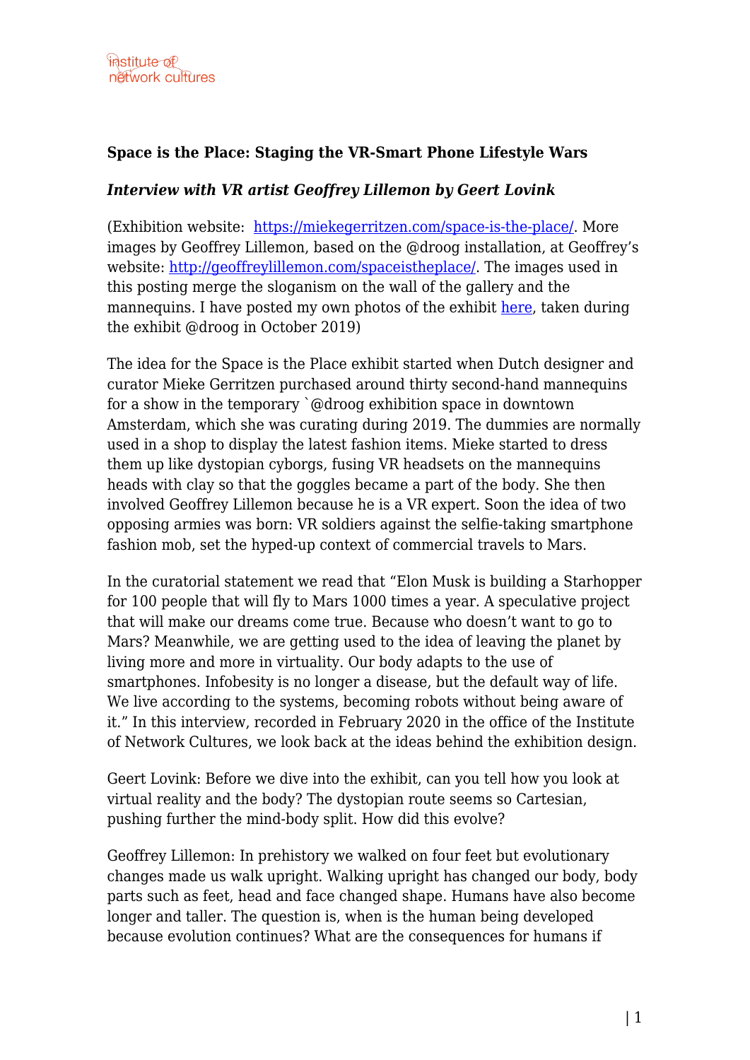# Space is the Place: Staging the VR-Smart Phone Lifestyle Wars

***Interview with VR artist Geoffrey Lillemon by Geert Lovink***

(Exhibition website: [https://miekegerritzen.com/space-is-the-place/](https://miekegerritzen.com/space-is-the-place/). More images by Geoffrey Lillemon, based on the @droog installation, at Geoffrey's website: [http://geoffreylillemon.com/spaceistheplace/](http://geoffreylillemon.com/spaceistheplace/). The images used in this posting merge the sloganism on the wall of the gallery and the mannequins. I have posted my own photos of the exhibit here, taken during the exhibit @droog in October 2019)

The idea for the Space is the Place exhibit started when Dutch designer and curator Mieke Gerritzen purchased around thirty second-hand mannequins for a show in the temporary `@droog exhibition space in downtown Amsterdam, which she was curating during 2019. The dummies are normally used in a shop to display the latest fashion items. Mieke started to dress them up like dystopian cyborgs, fusing VR headsets on the mannequins heads with clay so that the goggles became a part of the body. She then involved Geoffrey Lillemon because he is a VR expert. Soon the idea of two opposing armies was born: VR soldiers against the selfie-taking smartphone fashion mob, set the hyped-up context of commercial travels to Mars.

In the curatorial statement we read that "Elon Musk is building a Starhopper for 100 people that will fly to Mars 1000 times a year. A speculative project that will make our dreams come true. Because who doesn't want to go to Mars? Meanwhile, we are getting used to the idea of leaving the planet by living more and more in virtuality. Our body adapts to the use of smartphones. Infobesity is no longer a disease, but the default way of life. We live according to the systems, becoming robots without being aware of it." In this interview, recorded in February 2020 in the office of the Institute of Network Cultures, we look back at the ideas behind the exhibition design.

Geert Lovink: Before we dive into the exhibit, can you tell how you look at virtual reality and the body? The dystopian route seems so Cartesian, pushing further the mind-body split. How did this evolve?

Geoffrey Lillemon: In prehistory we walked on four feet but evolutionary changes made us walk upright. Walking upright has changed our body, body parts such as feet, head and face changed shape. Humans have also become longer and taller. The question is, when is the human being developed because evolution continues? What are the consequences for humans if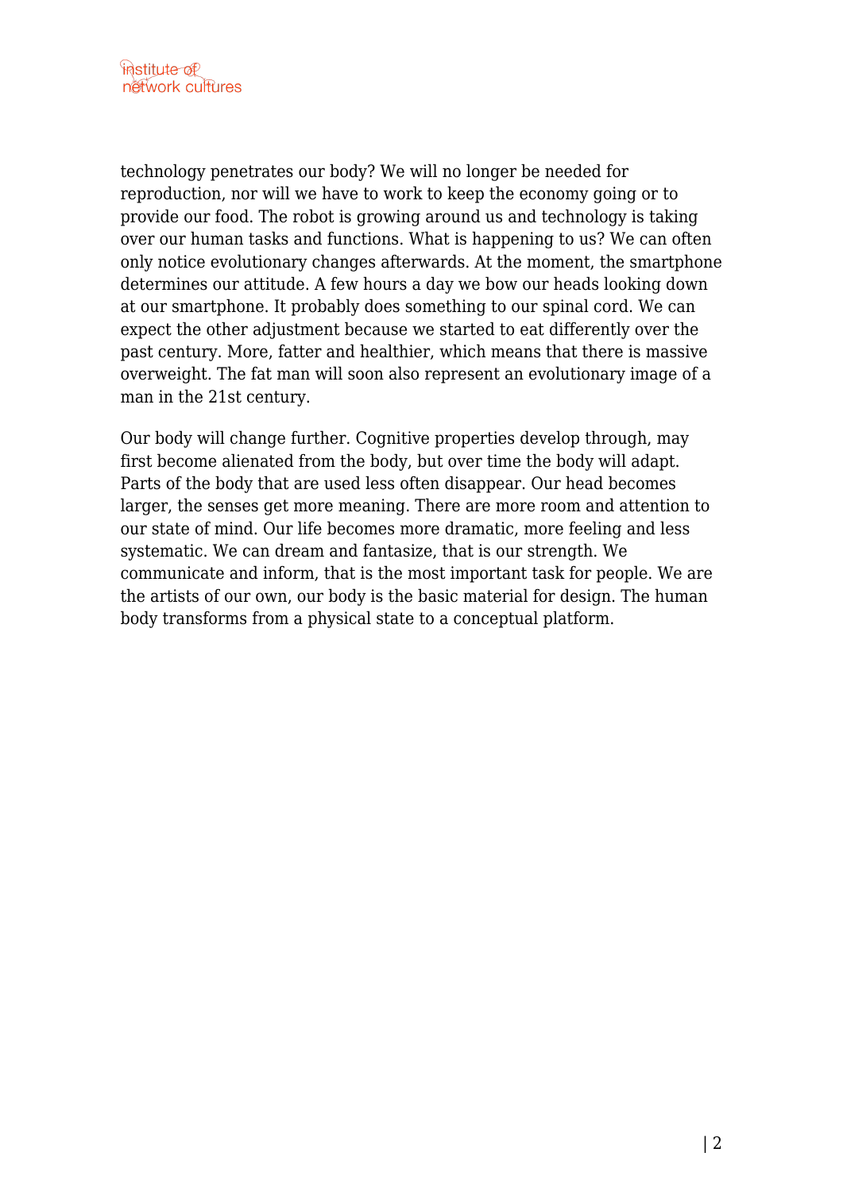technology penetrates our body? We will no longer be needed for reproduction, nor will we have to work to keep the economy going or to provide our food. The robot is growing around us and technology is taking over our human tasks and functions. What is happening to us? We can often only notice evolutionary changes afterwards. At the moment, the smartphone determines our attitude. A few hours a day we bow our heads looking down at our smartphone. It probably does something to our spinal cord. We can expect the other adjustment because we started to eat differently over the past century. More, fatter and healthier, which means that there is massive overweight. The fat man will soon also represent an evolutionary image of a man in the 21st century.

Our body will change further. Cognitive properties develop through, may first become alienated from the body, but over time the body will adapt. Parts of the body that are used less often disappear. Our head becomes larger, the senses get more meaning. There are more room and attention to our state of mind. Our life becomes more dramatic, more feeling and less systematic. We can dream and fantasize, that is our strength. We communicate and inform, that is the most important task for people. We are the artists of our own, our body is the basic material for design. The human body transforms from a physical state to a conceptual platform.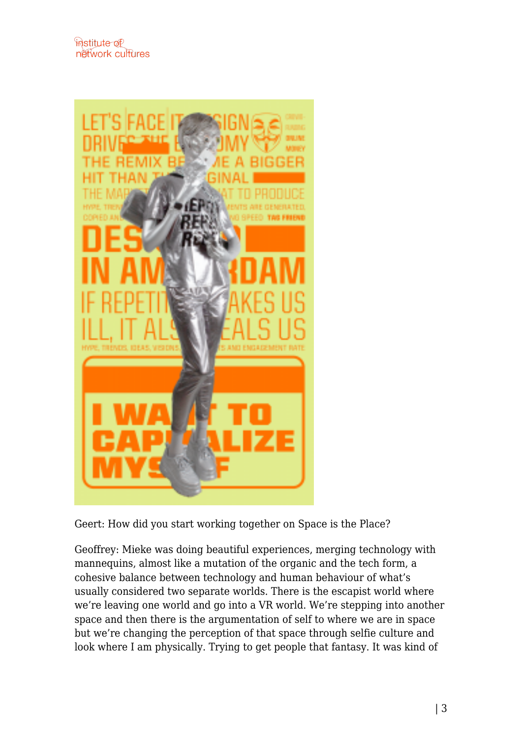Geert: How did you start working together on Space is the Place?

Geoffrey: Mieke was doing beautiful experiences, merging technology with mannequins, almost like a mutation of the organic and the tech form, a cohesive balance between technology and human behaviour of what's usually considered two separate worlds. There is the escapist world where we're leaving one world and go into a VR world. We're stepping into another space and then there is the argumentation of self to where we are in space but we're changing the perception of that space through selfie culture and look where I am physically. Trying to get people that fantasy. It was kind of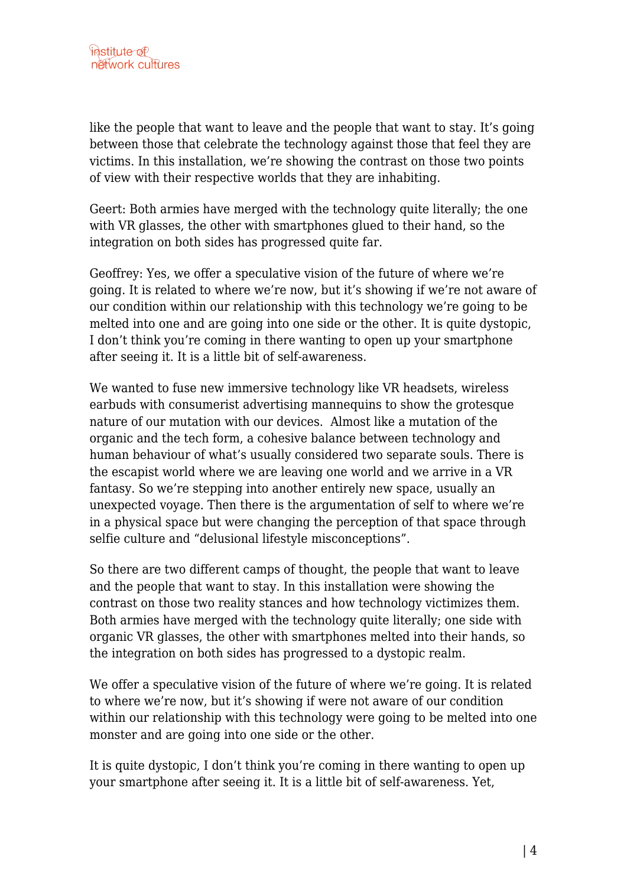like the people that want to leave and the people that want to stay. It's going between those that celebrate the technology against those that feel they are victims. In this installation, we're showing the contrast on those two points of view with their respective worlds that they are inhabiting.

Geert: Both armies have merged with the technology quite literally; the one with VR glasses, the other with smartphones glued to their hand, so the integration on both sides has progressed quite far.

Geoffrey: Yes, we offer a speculative vision of the future of where we're going. It is related to where we're now, but it's showing if we're not aware of our condition within our relationship with this technology we're going to be melted into one and are going into one side or the other. It is quite dystopic, I don't think you're coming in there wanting to open up your smartphone after seeing it. It is a little bit of self-awareness.

We wanted to fuse new immersive technology like VR headsets, wireless earbuds with consumerist advertising mannequins to show the grotesque nature of our mutation with our devices. Almost like a mutation of the organic and the tech form, a cohesive balance between technology and human behaviour of what's usually considered two separate souls. There is the escapist world where we are leaving one world and we arrive in a VR fantasy. So we're stepping into another entirely new space, usually an unexpected voyage. Then there is the argumentation of self to where we're in a physical space but were changing the perception of that space through selfie culture and "delusional lifestyle misconceptions".

So there are two different camps of thought, the people that want to leave and the people that want to stay. In this installation were showing the contrast on those two reality stances and how technology victimizes them. Both armies have merged with the technology quite literally; one side with organic VR glasses, the other with smartphones melted into their hands, so the integration on both sides has progressed to a dystopic realm.

We offer a speculative vision of the future of where we're going. It is related to where we're now, but it's showing if were not aware of our condition within our relationship with this technology were going to be melted into one monster and are going into one side or the other.

It is quite dystopic, I don't think you're coming in there wanting to open up your smartphone after seeing it. It is a little bit of self-awareness. Yet,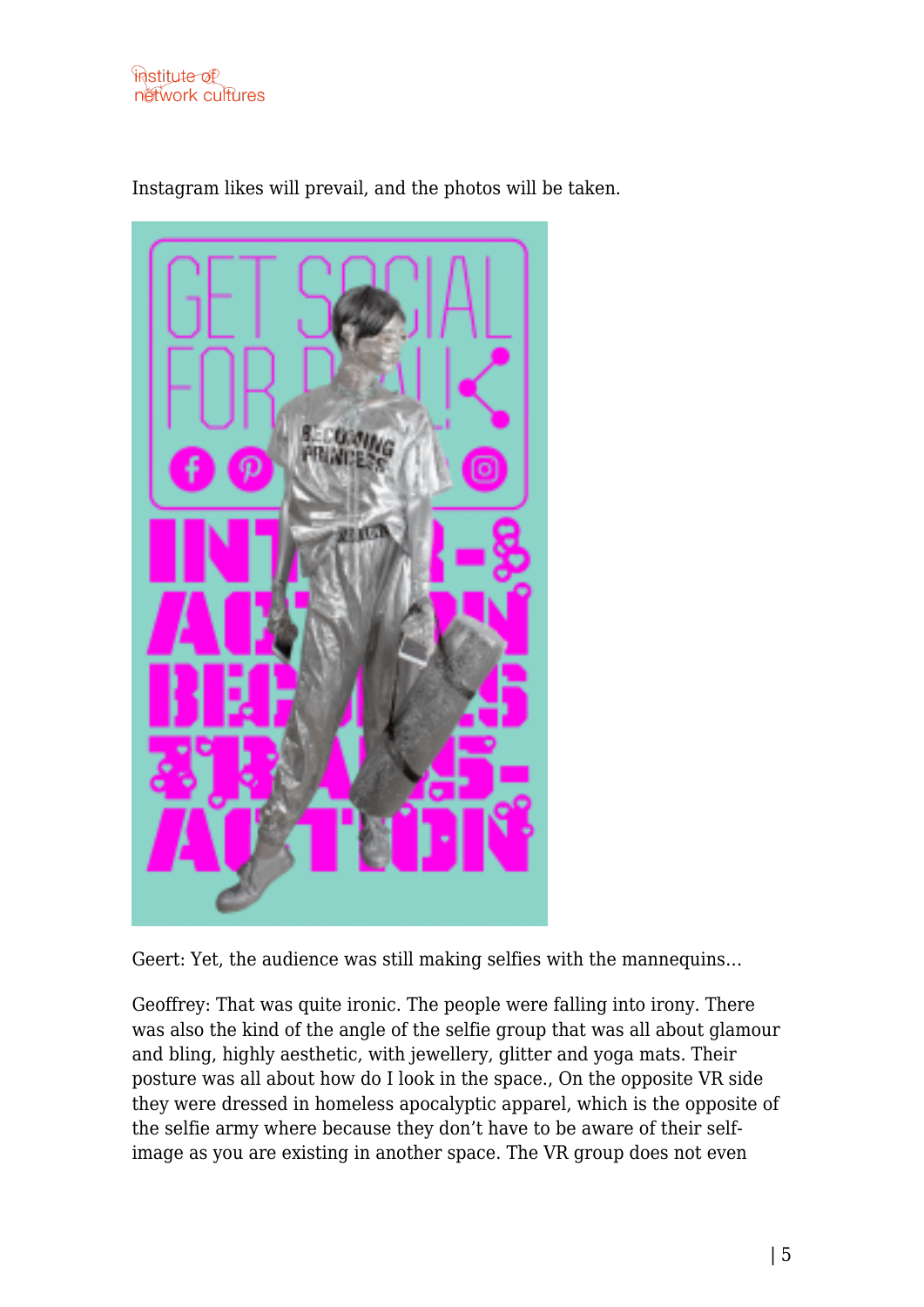Instagram likes will prevail, and the photos will be taken.

Geert: Yet, the audience was still making selfies with the mannequins…

Geoffrey: That was quite ironic. The people were falling into irony. There was also the kind of the angle of the selfie group that was all about glamour and bling, highly aesthetic, with jewellery, glitter and yoga mats. Their posture was all about how do I look in the space., On the opposite VR side they were dressed in homeless apocalyptic apparel, which is the opposite of the selfie army where because they don't have to be aware of their self-image as you are existing in another space. The VR group does not even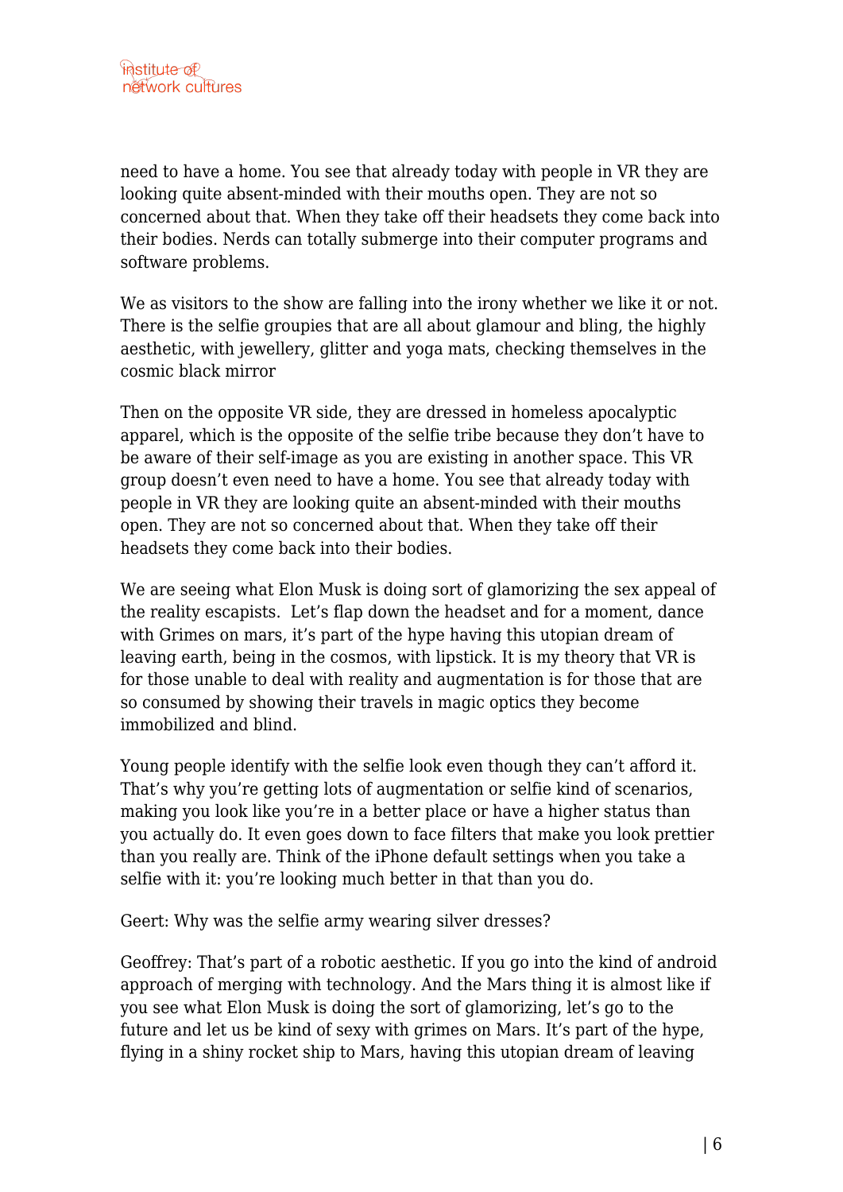need to have a home. You see that already today with people in VR they are looking quite absent-minded with their mouths open. They are not so concerned about that. When they take off their headsets they come back into their bodies. Nerds can totally submerge into their computer programs and software problems.

We as visitors to the show are falling into the irony whether we like it or not. There is the selfie groupies that are all about glamour and bling, the highly aesthetic, with jewellery, glitter and yoga mats, checking themselves in the cosmic black mirror

Then on the opposite VR side, they are dressed in homeless apocalyptic apparel, which is the opposite of the selfie tribe because they don't have to be aware of their self-image as you are existing in another space. This VR group doesn't even need to have a home. You see that already today with people in VR they are looking quite an absent-minded with their mouths open. They are not so concerned about that. When they take off their headsets they come back into their bodies.

We are seeing what Elon Musk is doing sort of glamorizing the sex appeal of the reality escapists.  Let's flap down the headset and for a moment, dance with Grimes on mars, it's part of the hype having this utopian dream of leaving earth, being in the cosmos, with lipstick. It is my theory that VR is for those unable to deal with reality and augmentation is for those that are so consumed by showing their travels in magic optics they become immobilized and blind.

Young people identify with the selfie look even though they can't afford it. That's why you're getting lots of augmentation or selfie kind of scenarios, making you look like you're in a better place or have a higher status than you actually do. It even goes down to face filters that make you look prettier than you really are. Think of the iPhone default settings when you take a selfie with it: you're looking much better in that than you do.

Geert: Why was the selfie army wearing silver dresses?

Geoffrey: That's part of a robotic aesthetic. If you go into the kind of android approach of merging with technology. And the Mars thing it is almost like if you see what Elon Musk is doing the sort of glamorizing, let's go to the future and let us be kind of sexy with grimes on Mars. It's part of the hype, flying in a shiny rocket ship to Mars, having this utopian dream of leaving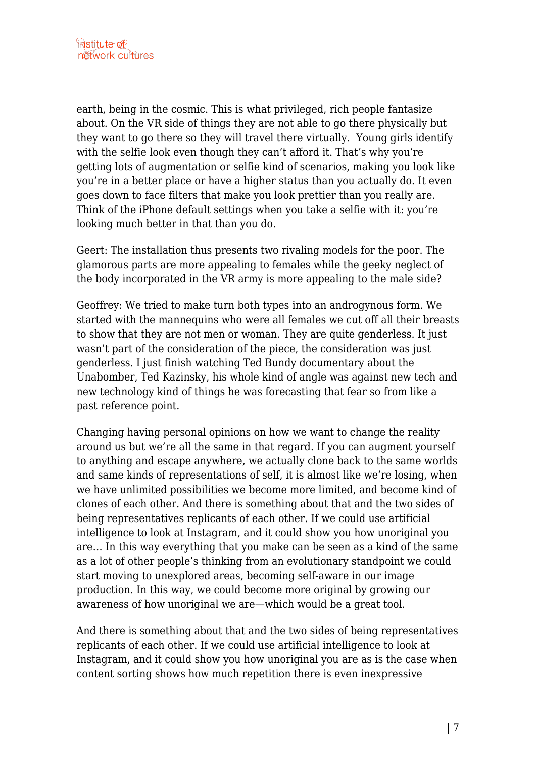earth, being in the cosmic. This is what privileged, rich people fantasize about. On the VR side of things they are not able to go there physically but they want to go there so they will travel there virtually. Young girls identify with the selfie look even though they can't afford it. That's why you're getting lots of augmentation or selfie kind of scenarios, making you look like you're in a better place or have a higher status than you actually do. It even goes down to face filters that make you look prettier than you really are. Think of the iPhone default settings when you take a selfie with it: you're looking much better in that than you do.

Geert: The installation thus presents two rivaling models for the poor. The glamorous parts are more appealing to females while the geeky neglect of the body incorporated in the VR army is more appealing to the male side?

Geoffrey: We tried to make turn both types into an androgynous form. We started with the mannequins who were all females we cut off all their breasts to show that they are not men or woman. They are quite genderless. It just wasn't part of the consideration of the piece, the consideration was just genderless. I just finish watching Ted Bundy documentary about the Unabomber, Ted Kazinsky, his whole kind of angle was against new tech and new technology kind of things he was forecasting that fear so from like a past reference point.

Changing having personal opinions on how we want to change the reality around us but we're all the same in that regard. If you can augment yourself to anything and escape anywhere, we actually clone back to the same worlds and same kinds of representations of self, it is almost like we're losing, when we have unlimited possibilities we become more limited, and become kind of clones of each other. And there is something about that and the two sides of being representatives replicants of each other. If we could use artificial intelligence to look at Instagram, and it could show you how unoriginal you are… In this way everything that you make can be seen as a kind of the same as a lot of other people's thinking from an evolutionary standpoint we could start moving to unexplored areas, becoming self-aware in our image production. In this way, we could become more original by growing our awareness of how unoriginal we are—which would be a great tool.

And there is something about that and the two sides of being representatives replicants of each other. If we could use artificial intelligence to look at Instagram, and it could show you how unoriginal you are as is the case when content sorting shows how much repetition there is even inexpressive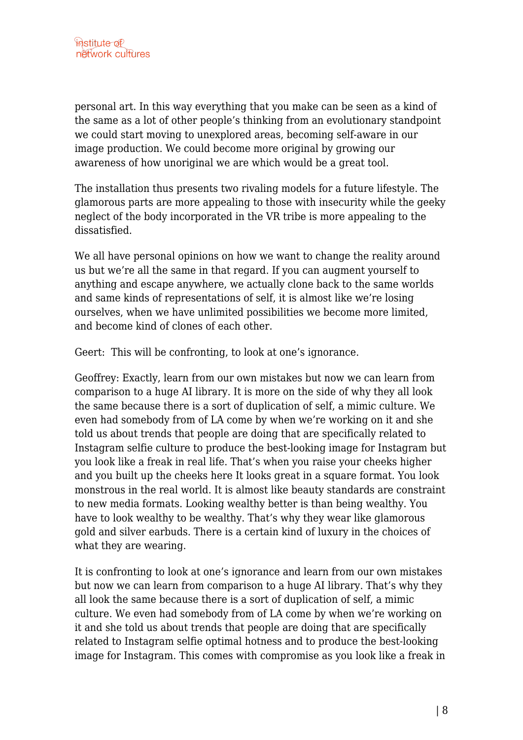personal art. In this way everything that you make can be seen as a kind of the same as a lot of other people's thinking from an evolutionary standpoint we could start moving to unexplored areas, becoming self-aware in our image production. We could become more original by growing our awareness of how unoriginal we are which would be a great tool.

The installation thus presents two rivaling models for a future lifestyle. The glamorous parts are more appealing to those with insecurity while the geeky neglect of the body incorporated in the VR tribe is more appealing to the dissatisfied.

We all have personal opinions on how we want to change the reality around us but we're all the same in that regard. If you can augment yourself to anything and escape anywhere, we actually clone back to the same worlds and same kinds of representations of self, it is almost like we're losing ourselves, when we have unlimited possibilities we become more limited, and become kind of clones of each other.

Geert: This will be confronting, to look at one's ignorance.

Geoffrey: Exactly, learn from our own mistakes but now we can learn from comparison to a huge AI library. It is more on the side of why they all look the same because there is a sort of duplication of self, a mimic culture. We even had somebody from of LA come by when we're working on it and she told us about trends that people are doing that are specifically related to Instagram selfie culture to produce the best-looking image for Instagram but you look like a freak in real life. That's when you raise your cheeks higher and you built up the cheeks here It looks great in a square format. You look monstrous in the real world. It is almost like beauty standards are constraint to new media formats. Looking wealthy better is than being wealthy. You have to look wealthy to be wealthy. That's why they wear like glamorous gold and silver earbuds. There is a certain kind of luxury in the choices of what they are wearing.

It is confronting to look at one's ignorance and learn from our own mistakes but now we can learn from comparison to a huge AI library. That's why they all look the same because there is a sort of duplication of self, a mimic culture. We even had somebody from of LA come by when we're working on it and she told us about trends that people are doing that are specifically related to Instagram selfie optimal hotness and to produce the best-looking image for Instagram. This comes with compromise as you look like a freak in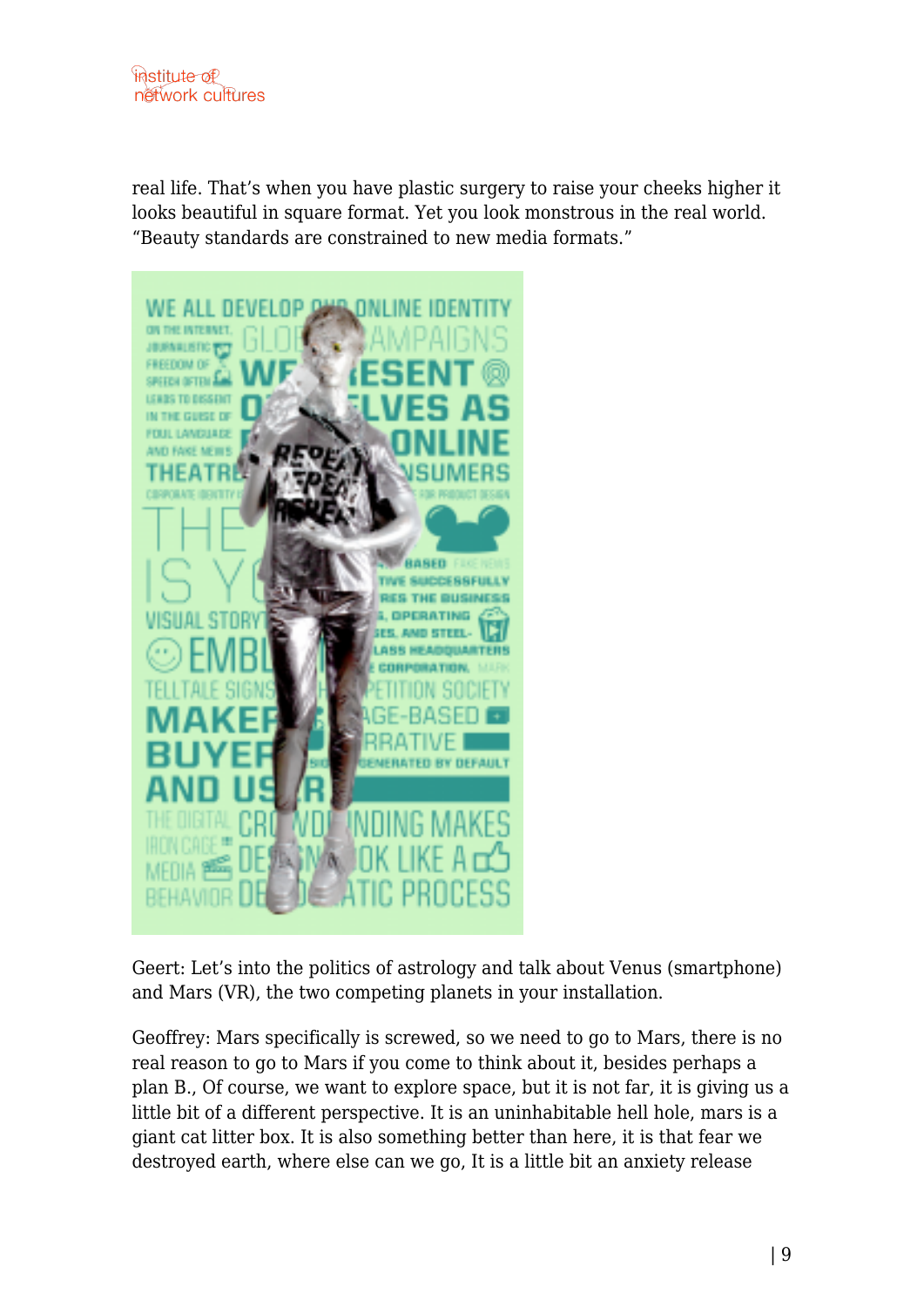real life. That's when you have plastic surgery to raise your cheeks higher it looks beautiful in square format. Yet you look monstrous in the real world. "Beauty standards are constrained to new media formats."

Geert: Let's into the politics of astrology and talk about Venus (smartphone) and Mars (VR), the two competing planets in your installation.

Geoffrey: Mars specifically is screwed, so we need to go to Mars, there is no real reason to go to Mars if you come to think about it, besides perhaps a plan B., Of course, we want to explore space, but it is not far, it is giving us a little bit of a different perspective. It is an uninhabitable hell hole, mars is a giant cat litter box. It is also something better than here, it is that fear we destroyed earth, where else can we go, It is a little bit an anxiety release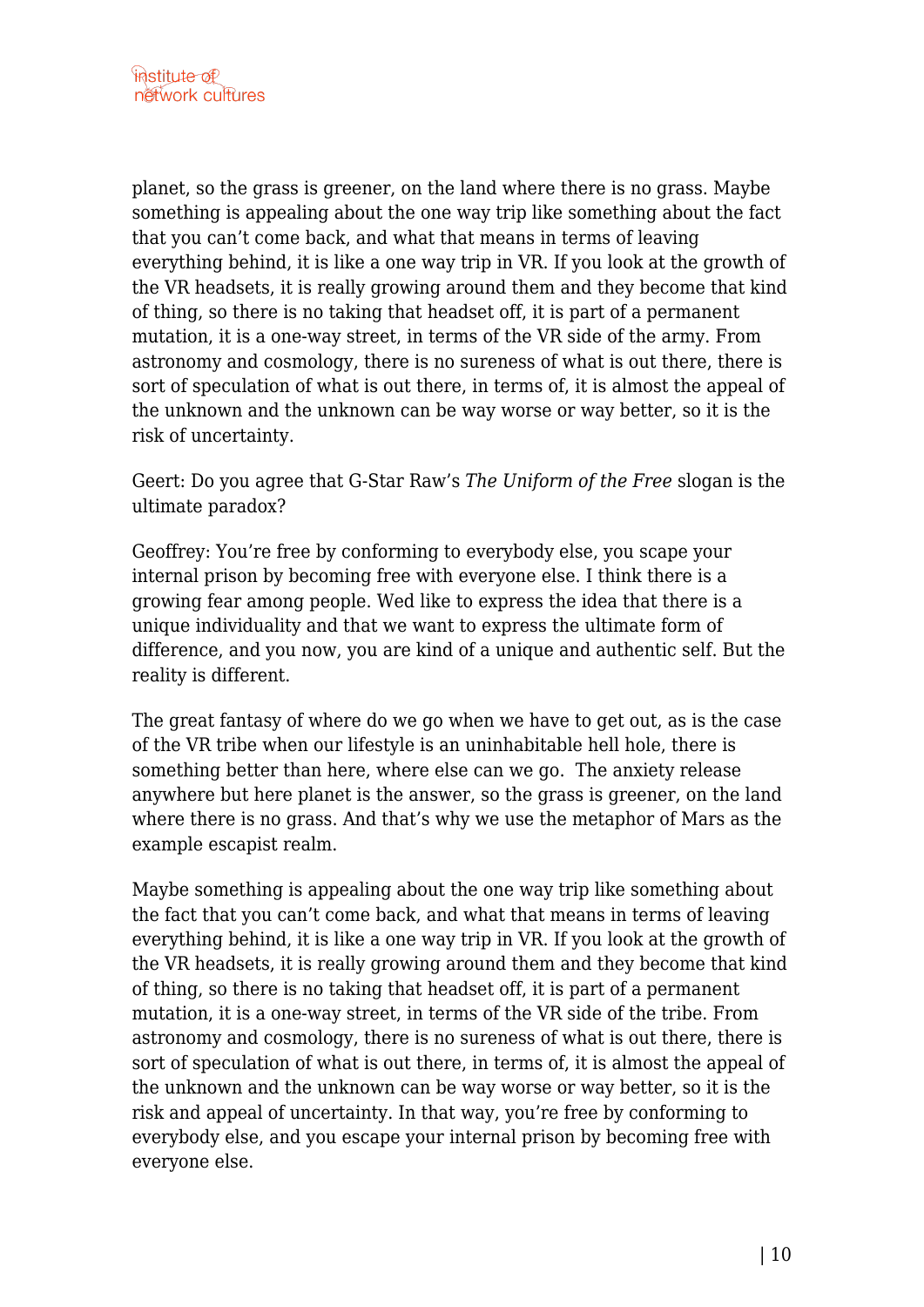planet, so the grass is greener, on the land where there is no grass. Maybe something is appealing about the one way trip like something about the fact that you can't come back, and what that means in terms of leaving everything behind, it is like a one way trip in VR. If you look at the growth of the VR headsets, it is really growing around them and they become that kind of thing, so there is no taking that headset off, it is part of a permanent mutation, it is a one-way street, in terms of the VR side of the army. From astronomy and cosmology, there is no sureness of what is out there, there is sort of speculation of what is out there, in terms of, it is almost the appeal of the unknown and the unknown can be way worse or way better, so it is the risk of uncertainty.

Geert: Do you agree that G-Star Raw's *The Uniform of the Free* slogan is the ultimate paradox?

Geoffrey: You're free by conforming to everybody else, you scape your internal prison by becoming free with everyone else. I think there is a growing fear among people. Wed like to express the idea that there is a unique individuality and that we want to express the ultimate form of difference, and you now, you are kind of a unique and authentic self. But the reality is different.

The great fantasy of where do we go when we have to get out, as is the case of the VR tribe when our lifestyle is an uninhabitable hell hole, there is something better than here, where else can we go. The anxiety release anywhere but here planet is the answer, so the grass is greener, on the land where there is no grass. And that's why we use the metaphor of Mars as the example escapist realm.

Maybe something is appealing about the one way trip like something about the fact that you can't come back, and what that means in terms of leaving everything behind, it is like a one way trip in VR. If you look at the growth of the VR headsets, it is really growing around them and they become that kind of thing, so there is no taking that headset off, it is part of a permanent mutation, it is a one-way street, in terms of the VR side of the tribe. From astronomy and cosmology, there is no sureness of what is out there, there is sort of speculation of what is out there, in terms of, it is almost the appeal of the unknown and the unknown can be way worse or way better, so it is the risk and appeal of uncertainty. In that way, you're free by conforming to everybody else, and you escape your internal prison by becoming free with everyone else.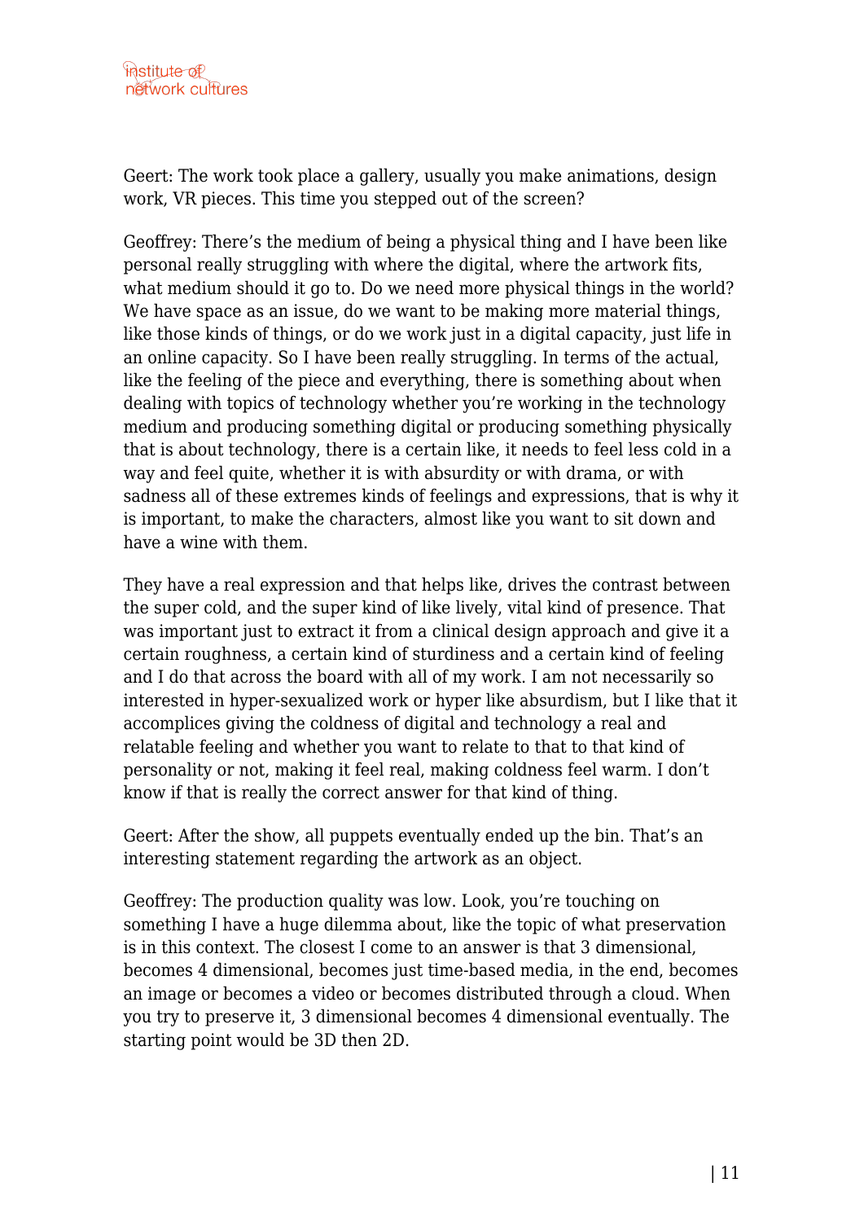Geert: The work took place a gallery, usually you make animations, design work, VR pieces. This time you stepped out of the screen?

Geoffrey: There's the medium of being a physical thing and I have been like personal really struggling with where the digital, where the artwork fits, what medium should it go to. Do we need more physical things in the world? We have space as an issue, do we want to be making more material things, like those kinds of things, or do we work just in a digital capacity, just life in an online capacity. So I have been really struggling. In terms of the actual, like the feeling of the piece and everything, there is something about when dealing with topics of technology whether you're working in the technology medium and producing something digital or producing something physically that is about technology, there is a certain like, it needs to feel less cold in a way and feel quite, whether it is with absurdity or with drama, or with sadness all of these extremes kinds of feelings and expressions, that is why it is important, to make the characters, almost like you want to sit down and have a wine with them.

They have a real expression and that helps like, drives the contrast between the super cold, and the super kind of like lively, vital kind of presence. That was important just to extract it from a clinical design approach and give it a certain roughness, a certain kind of sturdiness and a certain kind of feeling and I do that across the board with all of my work. I am not necessarily so interested in hyper-sexualized work or hyper like absurdism, but I like that it accomplices giving the coldness of digital and technology a real and relatable feeling and whether you want to relate to that to that kind of personality or not, making it feel real, making coldness feel warm. I don't know if that is really the correct answer for that kind of thing.

Geert: After the show, all puppets eventually ended up the bin. That's an interesting statement regarding the artwork as an object.

Geoffrey: The production quality was low. Look, you're touching on something I have a huge dilemma about, like the topic of what preservation is in this context. The closest I come to an answer is that 3 dimensional, becomes 4 dimensional, becomes just time-based media, in the end, becomes an image or becomes a video or becomes distributed through a cloud. When you try to preserve it, 3 dimensional becomes 4 dimensional eventually. The starting point would be 3D then 2D.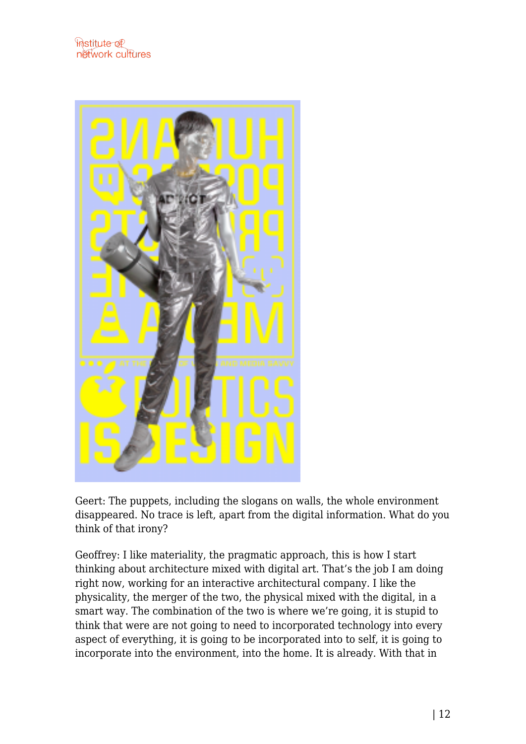Geert: The puppets, including the slogans on walls, the whole environment disappeared. No trace is left, apart from the digital information. What do you think of that irony?

Geoffrey: I like materiality, the pragmatic approach, this is how I start thinking about architecture mixed with digital art. That's the job I am doing right now, working for an interactive architectural company. I like the physicality, the merger of the two, the physical mixed with the digital, in a smart way. The combination of the two is where we're going, it is stupid to think that were are not going to need to incorporated technology into every aspect of everything, it is going to be incorporated into to self, it is going to incorporate into the environment, into the home. It is already. With that in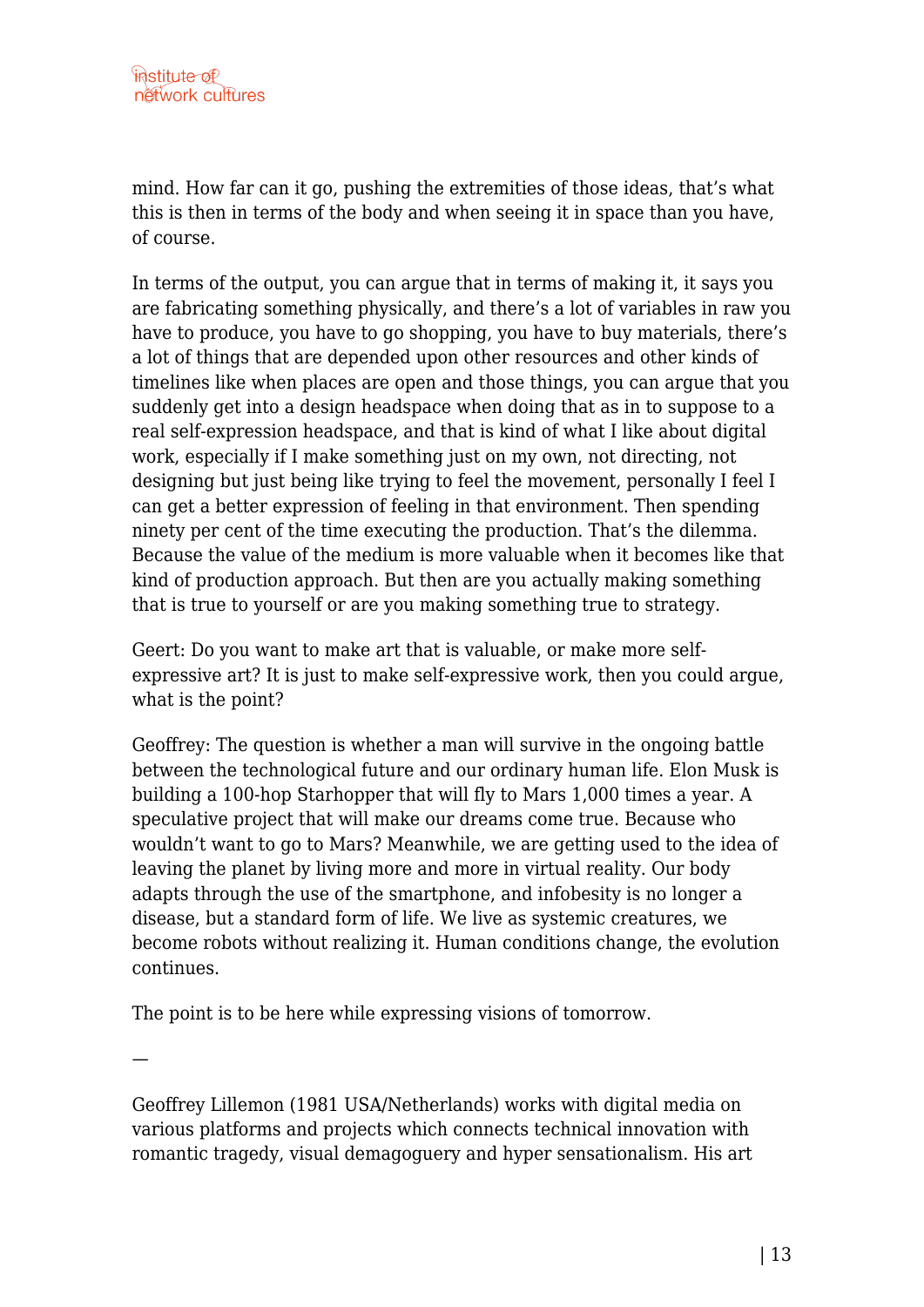mind. How far can it go, pushing the extremities of those ideas, that's what this is then in terms of the body and when seeing it in space than you have, of course.

In terms of the output, you can argue that in terms of making it, it says you are fabricating something physically, and there's a lot of variables in raw you have to produce, you have to go shopping, you have to buy materials, there's a lot of things that are depended upon other resources and other kinds of timelines like when places are open and those things, you can argue that you suddenly get into a design headspace when doing that as in to suppose to a real self-expression headspace, and that is kind of what I like about digital work, especially if I make something just on my own, not directing, not designing but just being like trying to feel the movement, personally I feel I can get a better expression of feeling in that environment. Then spending ninety per cent of the time executing the production. That's the dilemma. Because the value of the medium is more valuable when it becomes like that kind of production approach. But then are you actually making something that is true to yourself or are you making something true to strategy.

Geert: Do you want to make art that is valuable, or make more self-expressive art? It is just to make self-expressive work, then you could argue, what is the point?

Geoffrey: The question is whether a man will survive in the ongoing battle between the technological future and our ordinary human life. Elon Musk is building a 100-hop Starhopper that will fly to Mars 1,000 times a year. A speculative project that will make our dreams come true. Because who wouldn't want to go to Mars? Meanwhile, we are getting used to the idea of leaving the planet by living more and more in virtual reality. Our body adapts through the use of the smartphone, and infobesity is no longer a disease, but a standard form of life. We live as systemic creatures, we become robots without realizing it. Human conditions change, the evolution continues.

The point is to be here while expressing visions of tomorrow.

—

Geoffrey Lillemon (1981 USA/Netherlands) works with digital media on various platforms and projects which connects technical innovation with romantic tragedy, visual demagoguery and hyper sensationalism. His art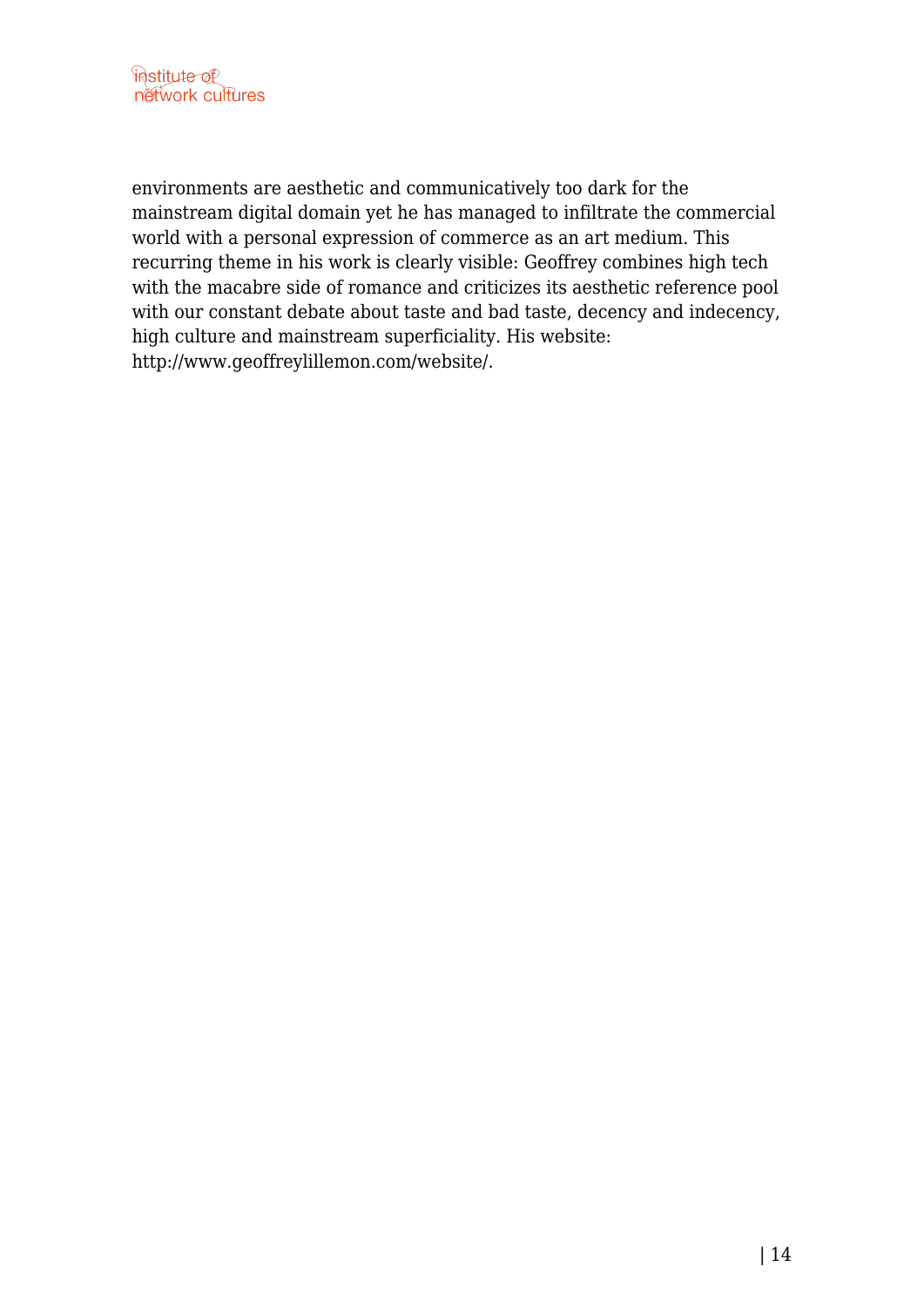environments are aesthetic and communicatively too dark for the mainstream digital domain yet he has managed to infiltrate the commercial world with a personal expression of commerce as an art medium. This recurring theme in his work is clearly visible: Geoffrey combines high tech with the macabre side of romance and criticizes its aesthetic reference pool with our constant debate about taste and bad taste, decency and indecency, high culture and mainstream superficiality. His website: http://www.geoffreylillemon.com/website/.